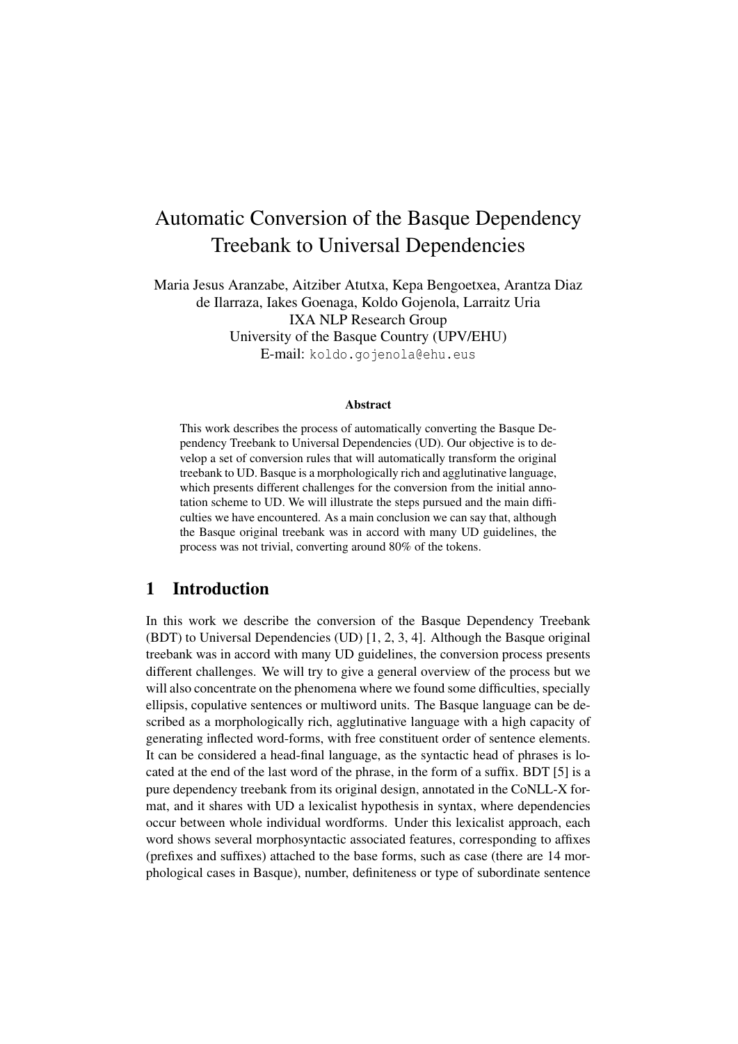# Automatic Conversion of the Basque Dependency Treebank to Universal Dependencies

Maria Jesus Aranzabe, Aitziber Atutxa, Kepa Bengoetxea, Arantza Diaz de Ilarraza, Iakes Goenaga, Koldo Gojenola, Larraitz Uria
IXA NLP Research Group
University of the Basque Country (UPV/EHU)
E-mail: `koldo.gojenola@ehu.eus`

### Abstract

This work describes the process of automatically converting the Basque Dependency Treebank to Universal Dependencies (UD). Our objective is to develop a set of conversion rules that will automatically transform the original treebank to UD. Basque is a morphologically rich and agglutinative language, which presents different challenges for the conversion from the initial annotation scheme to UD. We will illustrate the steps pursued and the main difficulties we have encountered. As a main conclusion we can say that, although the Basque original treebank was in accord with many UD guidelines, the process was not trivial, converting around 80% of the tokens.

## 1 Introduction

In this work we describe the conversion of the Basque Dependency Treebank (BDT) to Universal Dependencies (UD) [1, 2, 3, 4]. Although the Basque original treebank was in accord with many UD guidelines, the conversion process presents different challenges. We will try to give a general overview of the process but we will also concentrate on the phenomena where we found some difficulties, specially ellipsis, copulative sentences or multiword units. The Basque language can be described as a morphologically rich, agglutinative language with a high capacity of generating inflected word-forms, with free constituent order of sentence elements. It can be considered a head-final language, as the syntactic head of phrases is located at the end of the last word of the phrase, in the form of a suffix. BDT [5] is a pure dependency treebank from its original design, annotated in the CoNLL-X format, and it shares with UD a lexicalist hypothesis in syntax, where dependencies occur between whole individual wordforms. Under this lexicalist approach, each word shows several morphosyntactic associated features, corresponding to affixes (prefixes and suffixes) attached to the base forms, such as case (there are 14 morphological cases in Basque), number, definiteness or type of subordinate sentence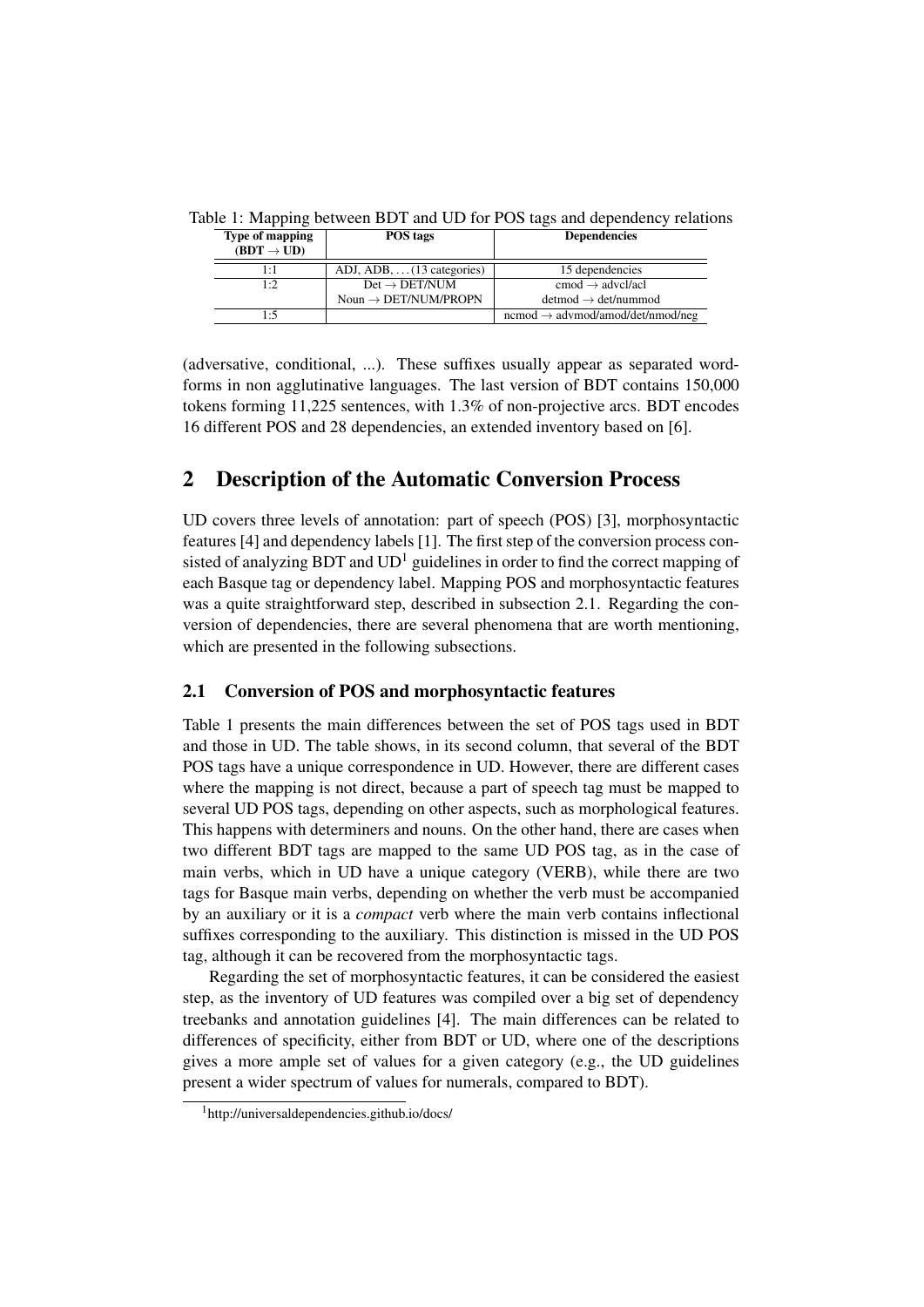Table 1: Mapping between BDT and UD for POS tags and dependency relations

| Type of mapping (BDT → UD) | POS tags | Dependencies |
|---|---|---|
| 1:1 | ADJ, ADB, ... (13 categories) | 15 dependencies |
| 1:2 | Det → DET/NUM<br>Noun → DET/NUM/PROPN | cmod → advcl/acl<br>detmod → det/nummod |
| 1:5 | | ncmod → advmod/amod/det/nmod/neg |

(adversative, conditional, ...). These suffixes usually appear as separated word-forms in non agglutinative languages. The last version of BDT contains 150,000 tokens forming 11,225 sentences, with 1.3% of non-projective arcs. BDT encodes 16 different POS and 28 dependencies, an extended inventory based on [6].

## 2 Description of the Automatic Conversion Process

UD covers three levels of annotation: part of speech (POS) [3], morphosyntactic features [4] and dependency labels [1]. The first step of the conversion process consisted of analyzing BDT and UD[1] guidelines in order to find the correct mapping of each Basque tag or dependency label. Mapping POS and morphosyntactic features was a quite straightforward step, described in subsection 2.1. Regarding the conversion of dependencies, there are several phenomena that are worth mentioning, which are presented in the following subsections.

### 2.1 Conversion of POS and morphosyntactic features

Table 1 presents the main differences between the set of POS tags used in BDT and those in UD. The table shows, in its second column, that several of the BDT POS tags have a unique correspondence in UD. However, there are different cases where the mapping is not direct, because a part of speech tag must be mapped to several UD POS tags, depending on other aspects, such as morphological features. This happens with determiners and nouns. On the other hand, there are cases when two different BDT tags are mapped to the same UD POS tag, as in the case of main verbs, which in UD have a unique category (VERB), while there are two tags for Basque main verbs, depending on whether the verb must be accompanied by an auxiliary or it is a *compact* verb where the main verb contains inflectional suffixes corresponding to the auxiliary. This distinction is missed in the UD POS tag, although it can be recovered from the morphosyntactic tags.

Regarding the set of morphosyntactic features, it can be considered the easiest step, as the inventory of UD features was compiled over a big set of dependency treebanks and annotation guidelines [4]. The main differences can be related to differences of specificity, either from BDT or UD, where one of the descriptions gives a more ample set of values for a given category (e.g., the UD guidelines present a wider spectrum of values for numerals, compared to BDT).

[1] http://universaldependencies.github.io/docs/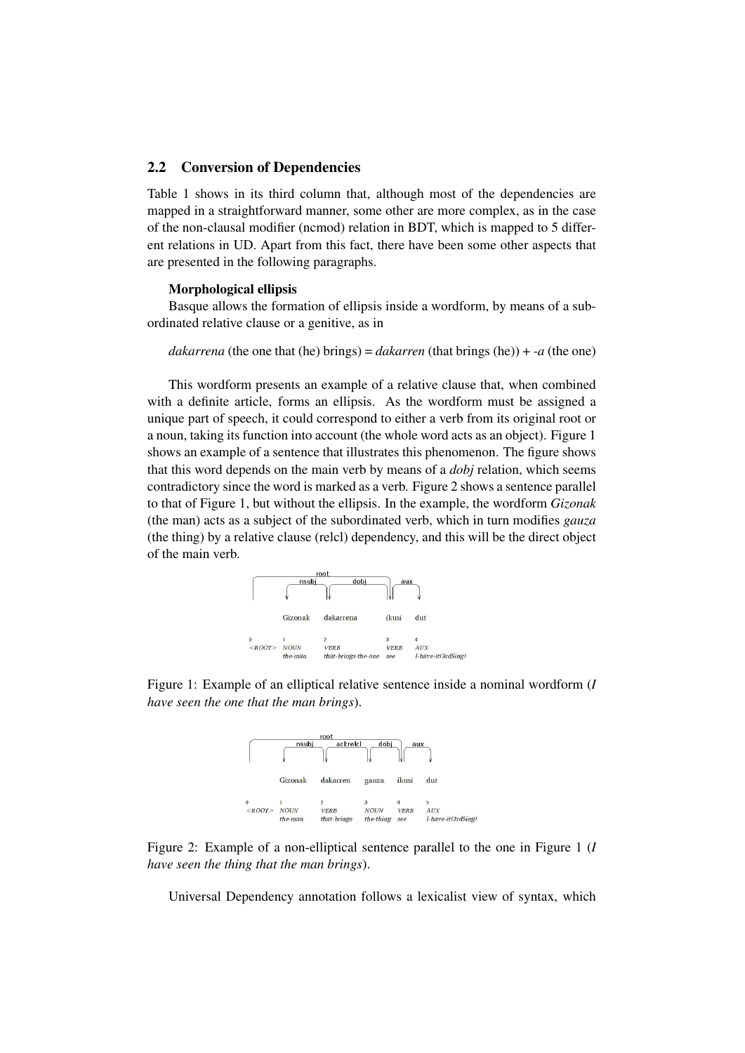## 2.2 Conversion of Dependencies

Table 1 shows in its third column that, although most of the dependencies are mapped in a straightforward manner, some other are more complex, as in the case of the non-clausal modifier (ncmod) relation in BDT, which is mapped to 5 different relations in UD. Apart from this fact, there have been some other aspects that are presented in the following paragraphs.

**Morphological ellipsis**

Basque allows the formation of ellipsis inside a wordform, by means of a subordinated relative clause or a genitive, as in

*dakarrena* (the one that (he) brings) = *dakarren* (that brings (he)) + *-a* (the one)

This wordform presents an example of a relative clause that, when combined with a definite article, forms an ellipsis. As the wordform must be assigned a unique part of speech, it could correspond to either a verb from its original root or a noun, taking its function into account (the whole word acts as an object). Figure 1 shows an example of a sentence that illustrates this phenomenon. The figure shows that this word depends on the main verb by means of a *dobj* relation, which seems contradictory since the word is marked as a verb. Figure 2 shows a sentence parallel to that of Figure 1, but without the ellipsis. In the example, the wordform *Gizonak* (the man) acts as a subject of the subordinated verb, which in turn modifies *gauza* (the thing) by a relative clause (relcl) dependency, and this will be the direct object of the main verb.

Figure 1: Example of an elliptical relative sentence inside a nominal wordform (*I have seen the one that the man brings*).

Figure 2: Example of a non-elliptical sentence parallel to the one in Figure 1 (*I have seen the thing that the man brings*).

Universal Dependency annotation follows a lexicalist view of syntax, which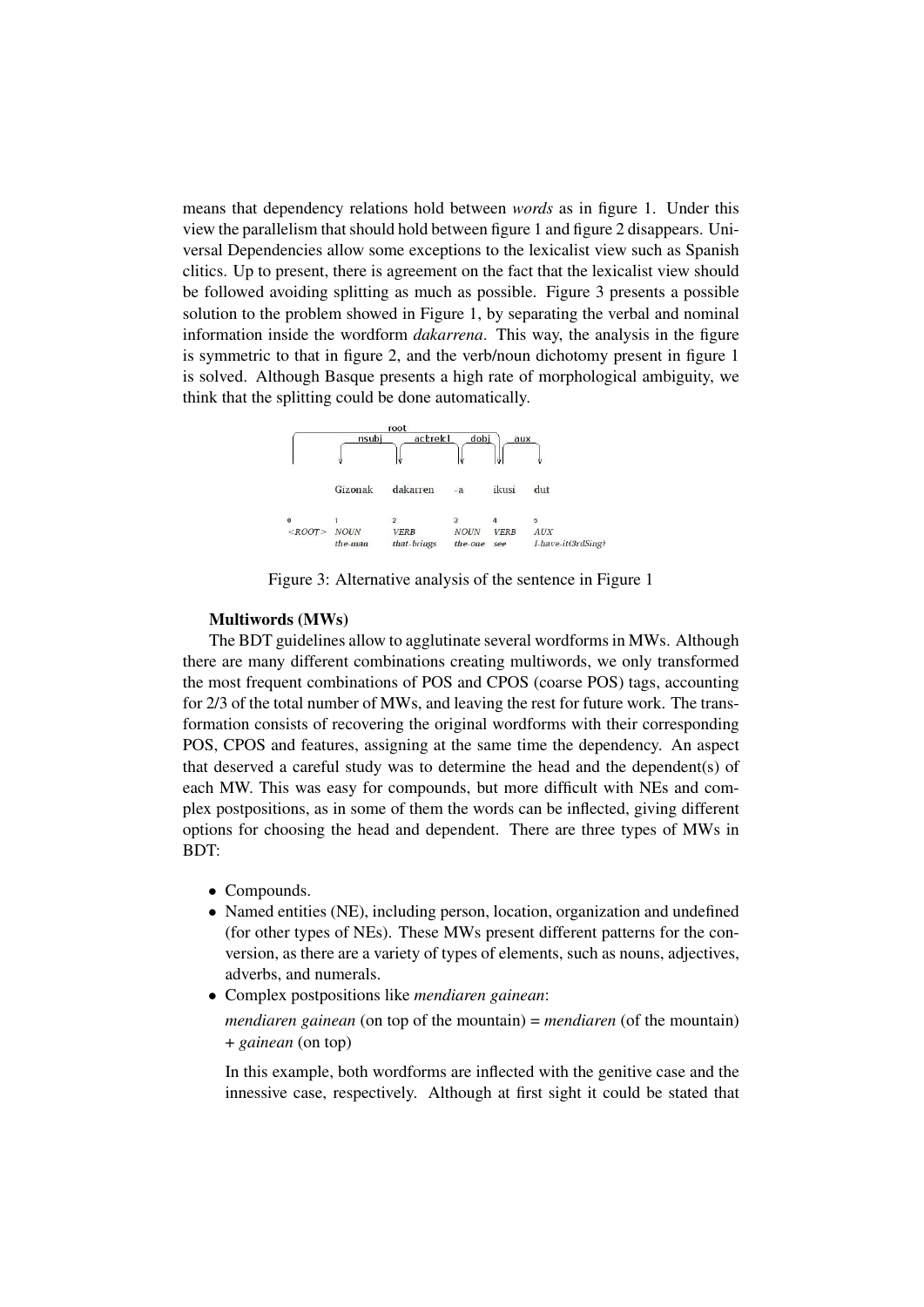means that dependency relations hold between *words* as in figure 1. Under this view the parallelism that should hold between figure 1 and figure 2 disappears. Universal Dependencies allow some exceptions to the lexicalist view such as Spanish clitics. Up to present, there is agreement on the fact that the lexicalist view should be followed avoiding splitting as much as possible. Figure 3 presents a possible solution to the problem showed in Figure 1, by separating the verbal and nominal information inside the wordform *dakarrena*. This way, the analysis in the figure is symmetric to that in figure 2, and the verb/noun dichotomy present in figure 1 is solved. Although Basque presents a high rate of morphological ambiguity, we think that the splitting could be done automatically.

| 0 | 1 | 2 | 3 | 4 | 5 |
|---|---|---|---|---|---|
| | Gizonak | dakarren | -a | ikusi | dut |
| <ROOT> | NOUN | VERB | NOUN | VERB | AUX |
| | the-man | that-brings | the-one | see | I-have-it(3rdSing) |

Dependency arcs: root, nsubj, acl:relcl, dobj, aux

Figure 3: Alternative analysis of the sentence in Figure 1

**Multiwords (MWs)**

The BDT guidelines allow to agglutinate several wordforms in MWs. Although there are many different combinations creating multiwords, we only transformed the most frequent combinations of POS and CPOS (coarse POS) tags, accounting for 2/3 of the total number of MWs, and leaving the rest for future work. The transformation consists of recovering the original wordforms with their corresponding POS, CPOS and features, assigning at the same time the dependency. An aspect that deserved a careful study was to determine the head and the dependent(s) of each MW. This was easy for compounds, but more difficult with NEs and complex postpositions, as in some of them the words can be inflected, giving different options for choosing the head and dependent. There are three types of MWs in BDT:

- Compounds.
- Named entities (NE), including person, location, organization and undefined (for other types of NEs). These MWs present different patterns for the conversion, as there are a variety of types of elements, such as nouns, adjectives, adverbs, and numerals.
- Complex postpositions like *mendiaren gainean*:

  *mendiaren gainean* (on top of the mountain) = *mendiaren* (of the mountain) + *gainean* (on top)

  In this example, both wordforms are inflected with the genitive case and the innessive case, respectively. Although at first sight it could be stated that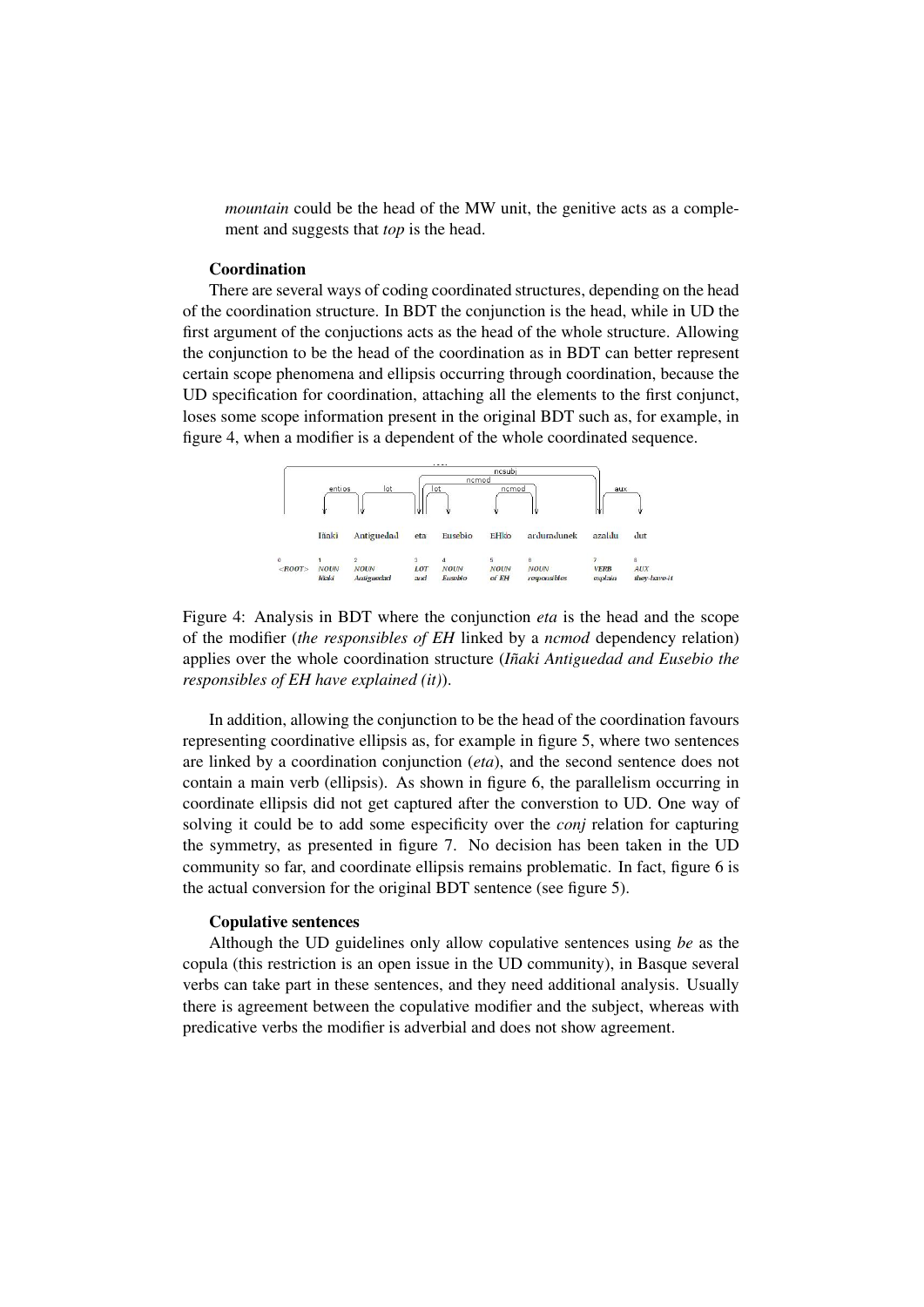*mountain* could be the head of the MW unit, the genitive acts as a complement and suggests that *top* is the head.

**Coordination**

There are several ways of coding coordinated structures, depending on the head of the coordination structure. In BDT the conjunction is the head, while in UD the first argument of the conjuctions acts as the head of the whole structure. Allowing the conjunction to be the head of the coordination as in BDT can better represent certain scope phenomena and ellipsis occurring through coordination, because the UD specification for coordination, attaching all the elements to the first conjunct, loses some scope information present in the original BDT such as, for example, in figure 4, when a modifier is a dependent of the whole coordinated sequence.

Figure 4: Analysis in BDT where the conjunction *eta* is the head and the scope of the modifier (*the responsibles of EH* linked by a *ncmod* dependency relation) applies over the whole coordination structure (*Iñaki Antiguedad and Eusebio the responsibles of EH have explained (it)*).

In addition, allowing the conjunction to be the head of the coordination favours representing coordinative ellipsis as, for example in figure 5, where two sentences are linked by a coordination conjunction (*eta*), and the second sentence does not contain a main verb (ellipsis). As shown in figure 6, the parallelism occurring in coordinate ellipsis did not get captured after the converstion to UD. One way of solving it could be to add some especificity over the *conj* relation for capturing the symmetry, as presented in figure 7. No decision has been taken in the UD community so far, and coordinate ellipsis remains problematic. In fact, figure 6 is the actual conversion for the original BDT sentence (see figure 5).

**Copulative sentences**

Although the UD guidelines only allow copulative sentences using *be* as the copula (this restriction is an open issue in the UD community), in Basque several verbs can take part in these sentences, and they need additional analysis. Usually there is agreement between the copulative modifier and the subject, whereas with predicative verbs the modifier is adverbial and does not show agreement.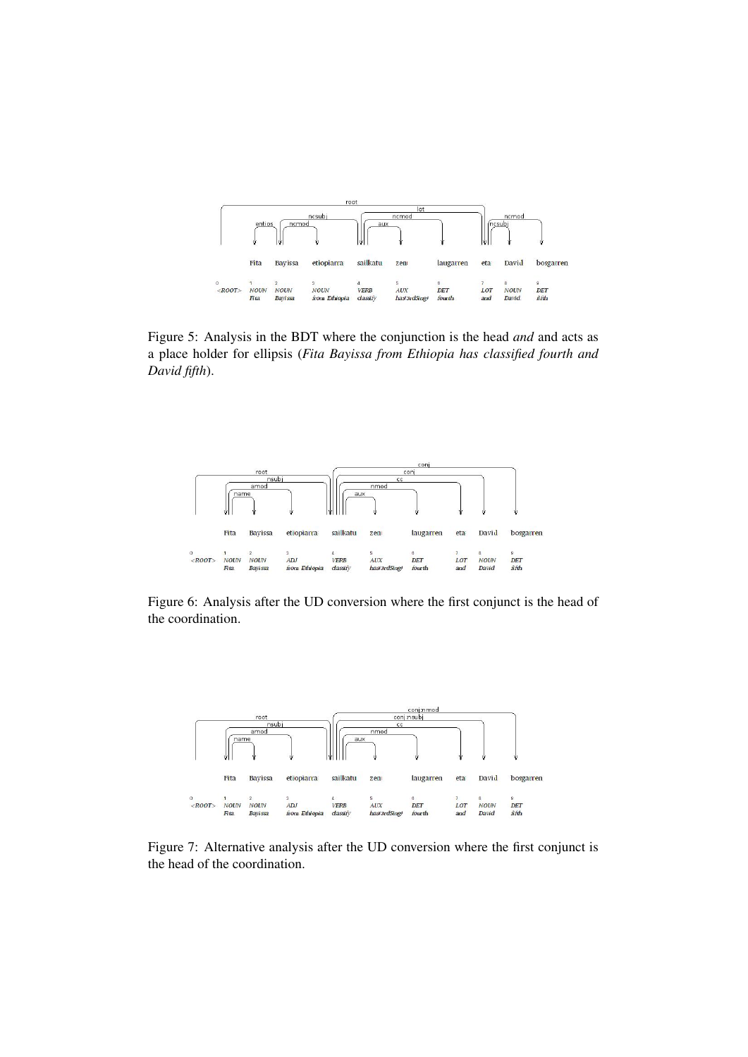Figure 5: Analysis in the BDT where the conjunction is the head *and* and acts as a place holder for ellipsis (*Fita Bayissa from Ethiopia has classified fourth and David fifth*).

Figure 6: Analysis after the UD conversion where the first conjunct is the head of the coordination.

Figure 7: Alternative analysis after the UD conversion where the first conjunct is the head of the coordination.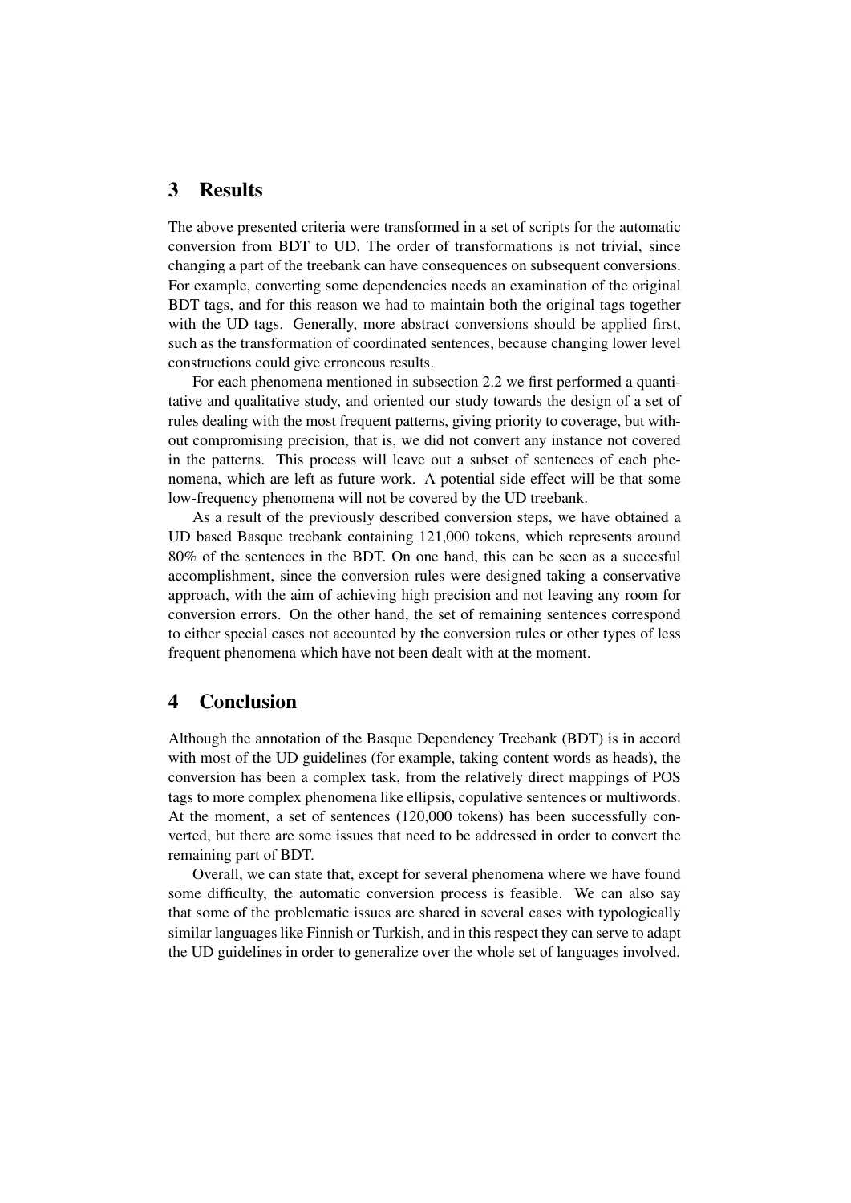## 3 Results

The above presented criteria were transformed in a set of scripts for the automatic conversion from BDT to UD. The order of transformations is not trivial, since changing a part of the treebank can have consequences on subsequent conversions. For example, converting some dependencies needs an examination of the original BDT tags, and for this reason we had to maintain both the original tags together with the UD tags. Generally, more abstract conversions should be applied first, such as the transformation of coordinated sentences, because changing lower level constructions could give erroneous results.

For each phenomena mentioned in subsection 2.2 we first performed a quantitative and qualitative study, and oriented our study towards the design of a set of rules dealing with the most frequent patterns, giving priority to coverage, but without compromising precision, that is, we did not convert any instance not covered in the patterns. This process will leave out a subset of sentences of each phenomena, which are left as future work. A potential side effect will be that some low-frequency phenomena will not be covered by the UD treebank.

As a result of the previously described conversion steps, we have obtained a UD based Basque treebank containing 121,000 tokens, which represents around 80% of the sentences in the BDT. On one hand, this can be seen as a succesful accomplishment, since the conversion rules were designed taking a conservative approach, with the aim of achieving high precision and not leaving any room for conversion errors. On the other hand, the set of remaining sentences correspond to either special cases not accounted by the conversion rules or other types of less frequent phenomena which have not been dealt with at the moment.

## 4 Conclusion

Although the annotation of the Basque Dependency Treebank (BDT) is in accord with most of the UD guidelines (for example, taking content words as heads), the conversion has been a complex task, from the relatively direct mappings of POS tags to more complex phenomena like ellipsis, copulative sentences or multiwords. At the moment, a set of sentences (120,000 tokens) has been successfully converted, but there are some issues that need to be addressed in order to convert the remaining part of BDT.

Overall, we can state that, except for several phenomena where we have found some difficulty, the automatic conversion process is feasible. We can also say that some of the problematic issues are shared in several cases with typologically similar languages like Finnish or Turkish, and in this respect they can serve to adapt the UD guidelines in order to generalize over the whole set of languages involved.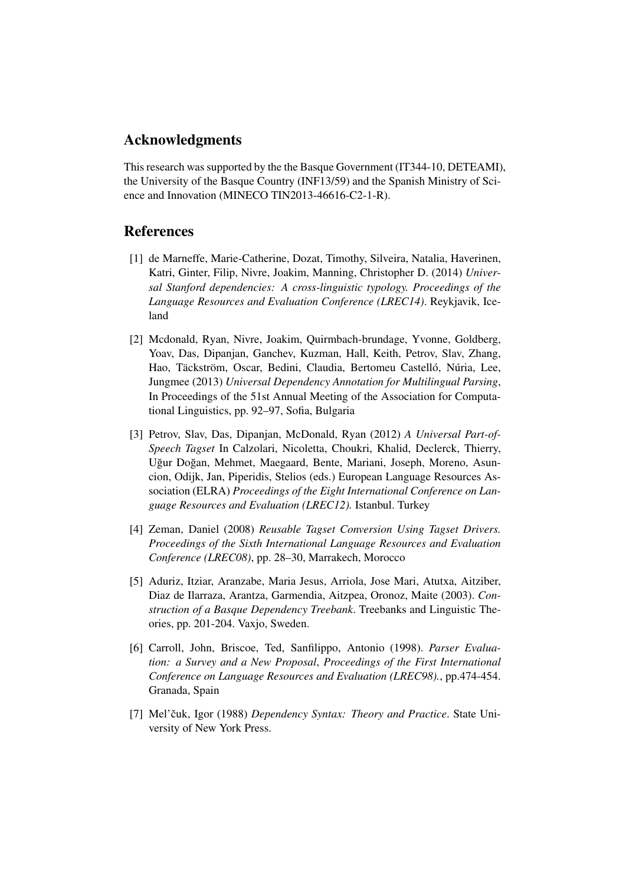## Acknowledgments

This research was supported by the the Basque Government (IT344-10, DETEAMI), the University of the Basque Country (INF13/59) and the Spanish Ministry of Science and Innovation (MINECO TIN2013-46616-C2-1-R).

## References

[1] de Marneffe, Marie-Catherine, Dozat, Timothy, Silveira, Natalia, Haverinen, Katri, Ginter, Filip, Nivre, Joakim, Manning, Christopher D. (2014) *Universal Stanford dependencies: A cross-linguistic typology. Proceedings of the Language Resources and Evaluation Conference (LREC14)*. Reykjavik, Iceland

[2] Mcdonald, Ryan, Nivre, Joakim, Quirmbach-brundage, Yvonne, Goldberg, Yoav, Das, Dipanjan, Ganchev, Kuzman, Hall, Keith, Petrov, Slav, Zhang, Hao, Täckström, Oscar, Bedini, Claudia, Bertomeu Castelló, Núria, Lee, Jungmee (2013) *Universal Dependency Annotation for Multilingual Parsing*, In Proceedings of the 51st Annual Meeting of the Association for Computational Linguistics, pp. 92–97, Sofia, Bulgaria

[3] Petrov, Slav, Das, Dipanjan, McDonald, Ryan (2012) *A Universal Part-of-Speech Tagset* In Calzolari, Nicoletta, Choukri, Khalid, Declerck, Thierry, Uğur Doğan, Mehmet, Maegaard, Bente, Mariani, Joseph, Moreno, Asuncion, Odijk, Jan, Piperidis, Stelios (eds.) European Language Resources Association (ELRA) *Proceedings of the Eight International Conference on Language Resources and Evaluation (LREC12).* Istanbul. Turkey

[4] Zeman, Daniel (2008) *Reusable Tagset Conversion Using Tagset Drivers. Proceedings of the Sixth International Language Resources and Evaluation Conference (LREC08)*, pp. 28–30, Marrakech, Morocco

[5] Aduriz, Itziar, Aranzabe, Maria Jesus, Arriola, Jose Mari, Atutxa, Aitziber, Diaz de Ilarraza, Arantza, Garmendia, Aitzpea, Oronoz, Maite (2003). *Construction of a Basque Dependency Treebank*. Treebanks and Linguistic Theories, pp. 201-204. Vaxjo, Sweden.

[6] Carroll, John, Briscoe, Ted, Sanfilippo, Antonio (1998). *Parser Evaluation: a Survey and a New Proposal*, *Proceedings of the First International Conference on Language Resources and Evaluation (LREC98).*, pp.474-454. Granada, Spain

[7] Mel'čuk, Igor (1988) *Dependency Syntax: Theory and Practice*. State University of New York Press.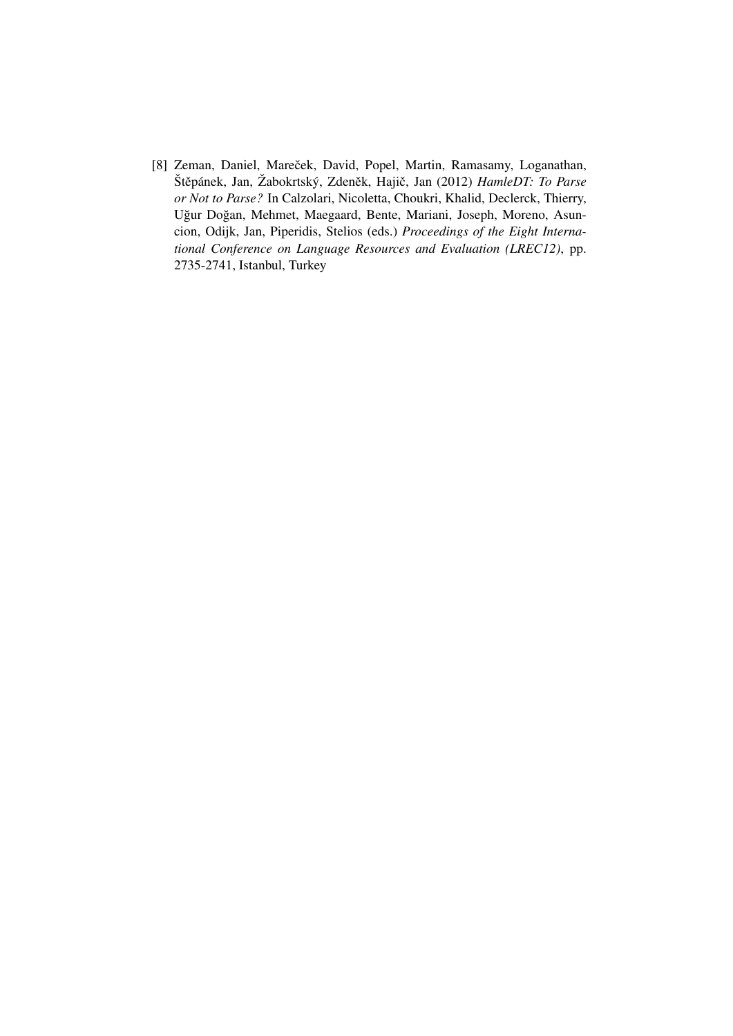[8] Zeman, Daniel, Mareček, David, Popel, Martin, Ramasamy, Loganathan, Štěpánek, Jan, Žabokrtský, Zdeněk, Hajič, Jan (2012) *HamleDT: To Parse or Not to Parse?* In Calzolari, Nicoletta, Choukri, Khalid, Declerck, Thierry, Uğur Doğan, Mehmet, Maegaard, Bente, Mariani, Joseph, Moreno, Asuncion, Odijk, Jan, Piperidis, Stelios (eds.) *Proceedings of the Eight International Conference on Language Resources and Evaluation (LREC12)*, pp. 2735-2741, Istanbul, Turkey